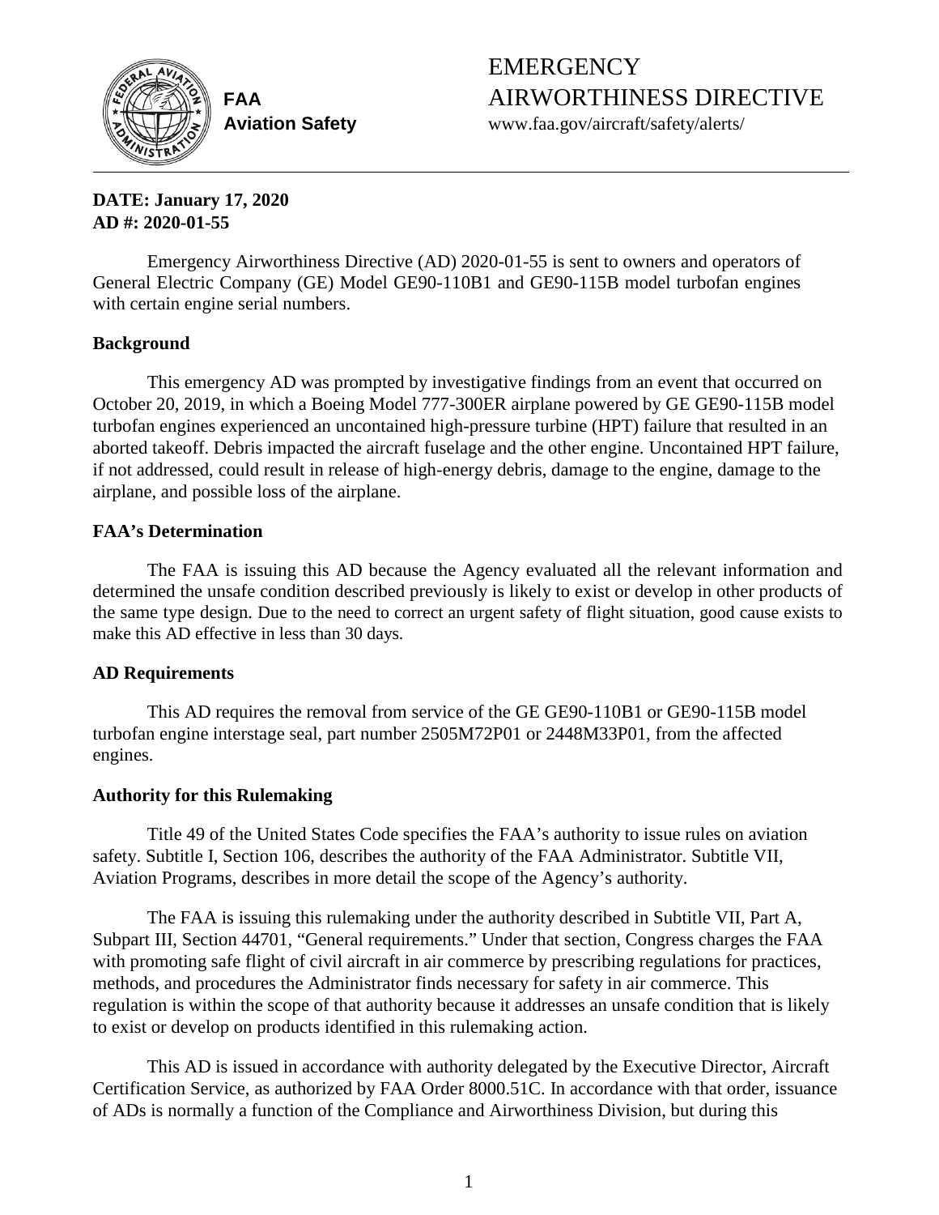**FAA**
**Aviation Safety**

# EMERGENCY AIRWORTHINESS DIRECTIVE

www.faa.gov/aircraft/safety/alerts/

**DATE: January 17, 2020**
**AD #: 2020-01-55**

Emergency Airworthiness Directive (AD) 2020-01-55 is sent to owners and operators of General Electric Company (GE) Model GE90-110B1 and GE90-115B model turbofan engines with certain engine serial numbers.

## Background

This emergency AD was prompted by investigative findings from an event that occurred on October 20, 2019, in which a Boeing Model 777-300ER airplane powered by GE GE90-115B model turbofan engines experienced an uncontained high-pressure turbine (HPT) failure that resulted in an aborted takeoff. Debris impacted the aircraft fuselage and the other engine. Uncontained HPT failure, if not addressed, could result in release of high-energy debris, damage to the engine, damage to the airplane, and possible loss of the airplane.

## FAA's Determination

The FAA is issuing this AD because the Agency evaluated all the relevant information and determined the unsafe condition described previously is likely to exist or develop in other products of the same type design. Due to the need to correct an urgent safety of flight situation, good cause exists to make this AD effective in less than 30 days.

## AD Requirements

This AD requires the removal from service of the GE GE90-110B1 or GE90-115B model turbofan engine interstage seal, part number 2505M72P01 or 2448M33P01, from the affected engines.

## Authority for this Rulemaking

Title 49 of the United States Code specifies the FAA's authority to issue rules on aviation safety. Subtitle I, Section 106, describes the authority of the FAA Administrator. Subtitle VII, Aviation Programs, describes in more detail the scope of the Agency's authority.

The FAA is issuing this rulemaking under the authority described in Subtitle VII, Part A, Subpart III, Section 44701, "General requirements." Under that section, Congress charges the FAA with promoting safe flight of civil aircraft in air commerce by prescribing regulations for practices, methods, and procedures the Administrator finds necessary for safety in air commerce. This regulation is within the scope of that authority because it addresses an unsafe condition that is likely to exist or develop on products identified in this rulemaking action.

This AD is issued in accordance with authority delegated by the Executive Director, Aircraft Certification Service, as authorized by FAA Order 8000.51C. In accordance with that order, issuance of ADs is normally a function of the Compliance and Airworthiness Division, but during this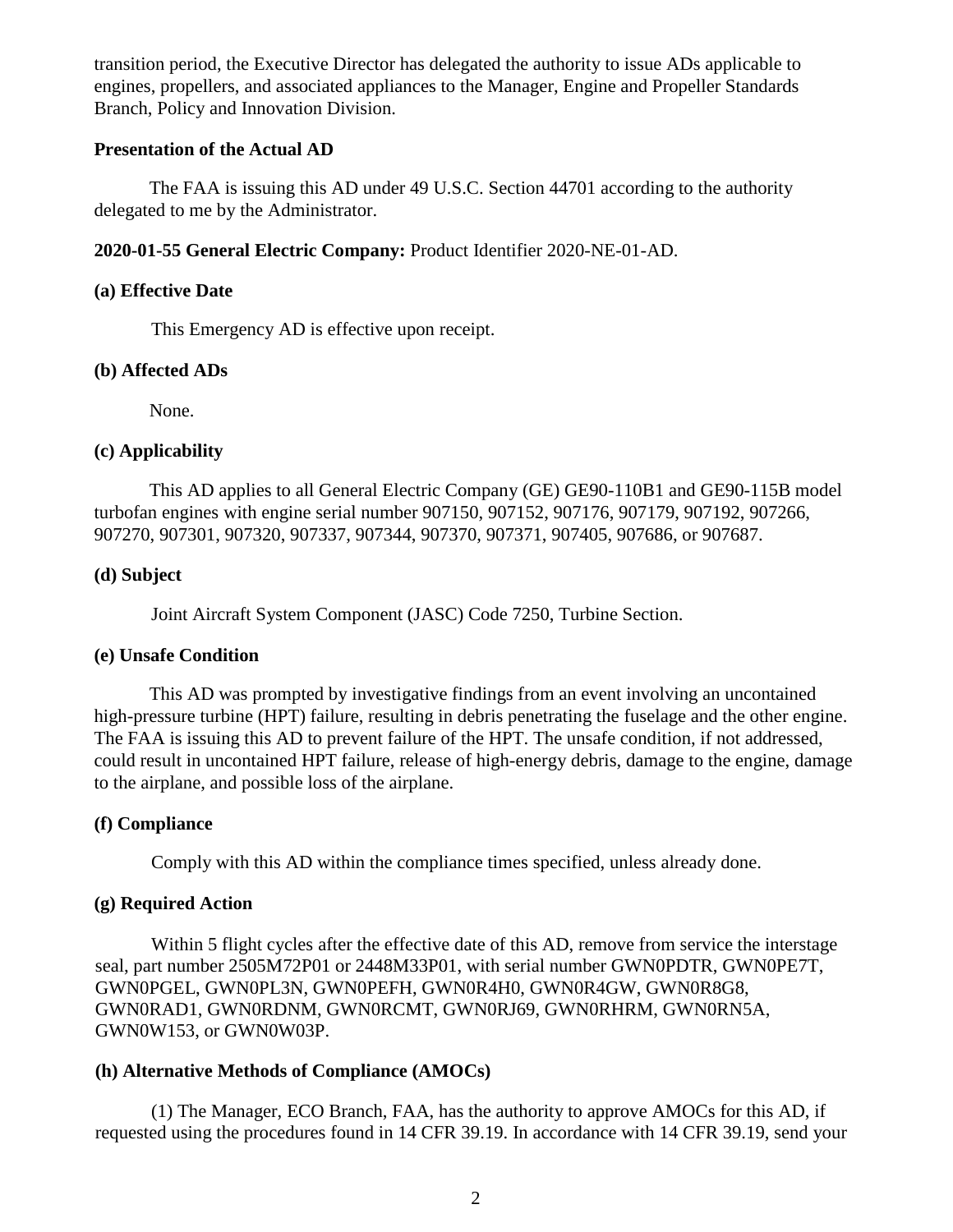transition period, the Executive Director has delegated the authority to issue ADs applicable to engines, propellers, and associated appliances to the Manager, Engine and Propeller Standards Branch, Policy and Innovation Division.

**Presentation of the Actual AD**

The FAA is issuing this AD under 49 U.S.C. Section 44701 according to the authority delegated to me by the Administrator.

**2020-01-55 General Electric Company:** Product Identifier 2020-NE-01-AD.

**(a) Effective Date**

This Emergency AD is effective upon receipt.

**(b) Affected ADs**

None.

**(c) Applicability**

This AD applies to all General Electric Company (GE) GE90-110B1 and GE90-115B model turbofan engines with engine serial number 907150, 907152, 907176, 907179, 907192, 907266, 907270, 907301, 907320, 907337, 907344, 907370, 907371, 907405, 907686, or 907687.

**(d) Subject**

Joint Aircraft System Component (JASC) Code 7250, Turbine Section.

**(e) Unsafe Condition**

This AD was prompted by investigative findings from an event involving an uncontained high-pressure turbine (HPT) failure, resulting in debris penetrating the fuselage and the other engine. The FAA is issuing this AD to prevent failure of the HPT. The unsafe condition, if not addressed, could result in uncontained HPT failure, release of high-energy debris, damage to the engine, damage to the airplane, and possible loss of the airplane.

**(f) Compliance**

Comply with this AD within the compliance times specified, unless already done.

**(g) Required Action**

Within 5 flight cycles after the effective date of this AD, remove from service the interstage seal, part number 2505M72P01 or 2448M33P01, with serial number GWN0PDTR, GWN0PE7T, GWN0PGEL, GWN0PL3N, GWN0PEFH, GWN0R4H0, GWN0R4GW, GWN0R8G8, GWN0RAD1, GWN0RDNM, GWN0RCMT, GWN0RJ69, GWN0RHRM, GWN0RN5A, GWN0W153, or GWN0W03P.

**(h) Alternative Methods of Compliance (AMOCs)**

(1) The Manager, ECO Branch, FAA, has the authority to approve AMOCs for this AD, if requested using the procedures found in 14 CFR 39.19. In accordance with 14 CFR 39.19, send your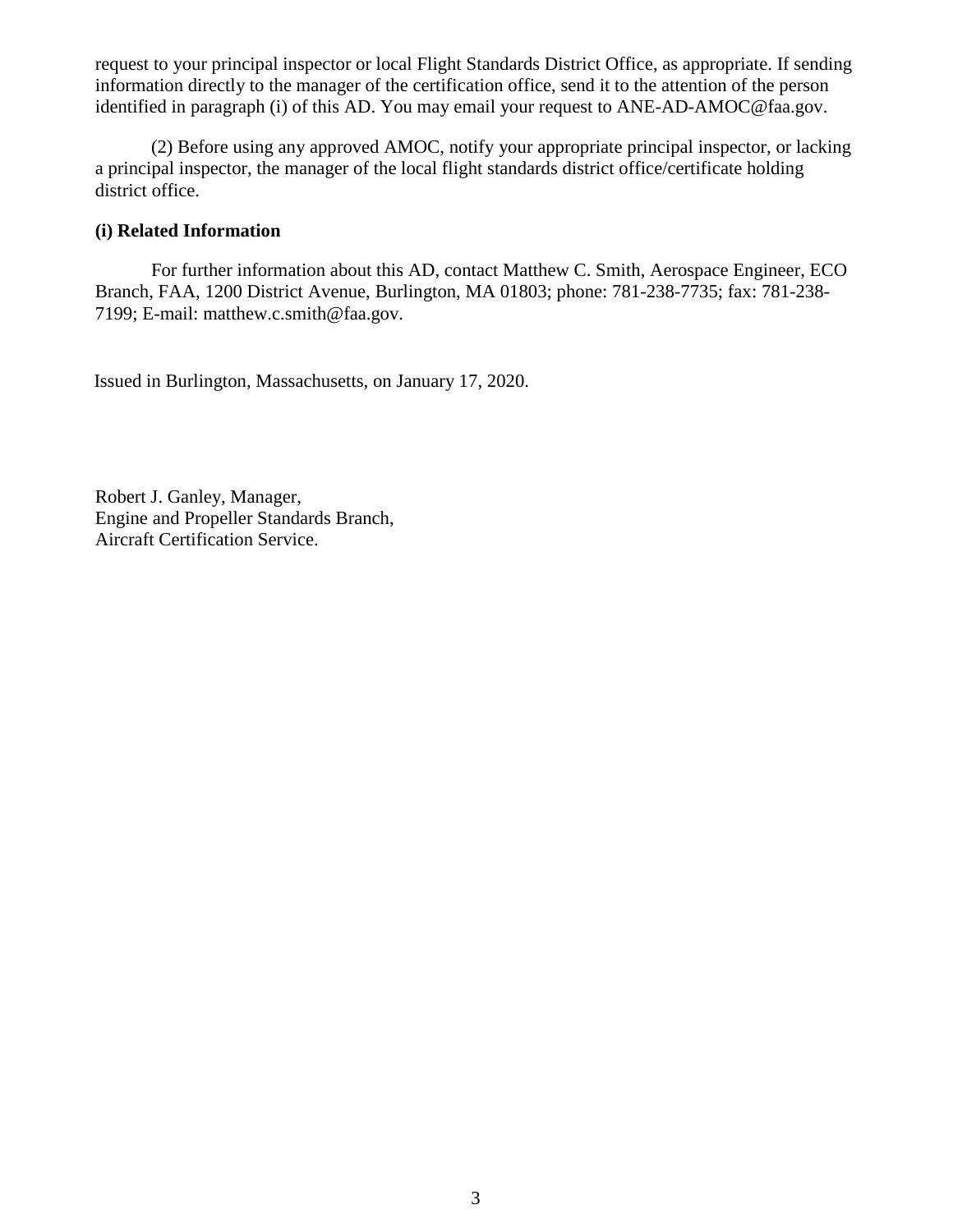request to your principal inspector or local Flight Standards District Office, as appropriate. If sending information directly to the manager of the certification office, send it to the attention of the person identified in paragraph (i) of this AD. You may email your request to ANE-AD-AMOC@faa.gov.

(2) Before using any approved AMOC, notify your appropriate principal inspector, or lacking a principal inspector, the manager of the local flight standards district office/certificate holding district office.

**(i) Related Information**

For further information about this AD, contact Matthew C. Smith, Aerospace Engineer, ECO Branch, FAA, 1200 District Avenue, Burlington, MA 01803; phone: 781-238-7735; fax: 781-238-7199; E-mail: matthew.c.smith@faa.gov.

Issued in Burlington, Massachusetts, on January 17, 2020.

Robert J. Ganley, Manager,
Engine and Propeller Standards Branch,
Aircraft Certification Service.